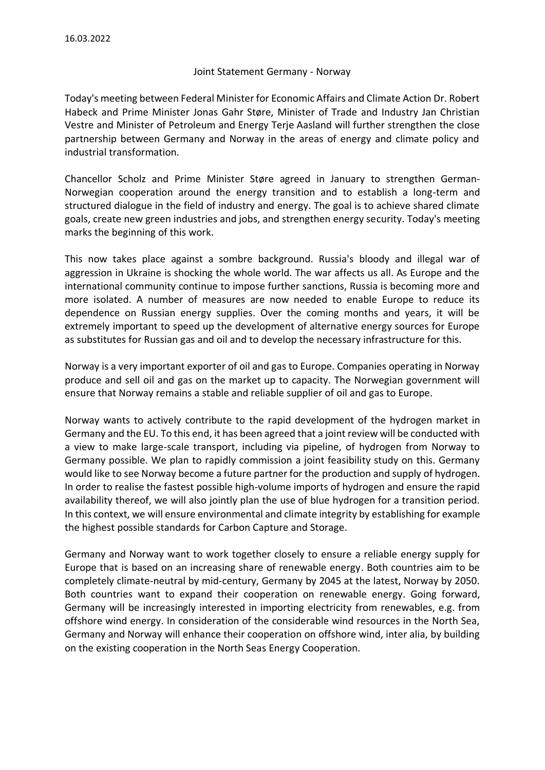16.03.2022

# Joint Statement Germany - Norway

Today's meeting between Federal Minister for Economic Affairs and Climate Action Dr. Robert Habeck and Prime Minister Jonas Gahr Støre, Minister of Trade and Industry Jan Christian Vestre and Minister of Petroleum and Energy Terje Aasland will further strengthen the close partnership between Germany and Norway in the areas of energy and climate policy and industrial transformation.

Chancellor Scholz and Prime Minister Støre agreed in January to strengthen German-Norwegian cooperation around the energy transition and to establish a long-term and structured dialogue in the field of industry and energy. The goal is to achieve shared climate goals, create new green industries and jobs, and strengthen energy security. Today's meeting marks the beginning of this work.

This now takes place against a sombre background. Russia's bloody and illegal war of aggression in Ukraine is shocking the whole world. The war affects us all. As Europe and the international community continue to impose further sanctions, Russia is becoming more and more isolated. A number of measures are now needed to enable Europe to reduce its dependence on Russian energy supplies. Over the coming months and years, it will be extremely important to speed up the development of alternative energy sources for Europe as substitutes for Russian gas and oil and to develop the necessary infrastructure for this.

Norway is a very important exporter of oil and gas to Europe. Companies operating in Norway produce and sell oil and gas on the market up to capacity. The Norwegian government will ensure that Norway remains a stable and reliable supplier of oil and gas to Europe.

Norway wants to actively contribute to the rapid development of the hydrogen market in Germany and the EU. To this end, it has been agreed that a joint review will be conducted with a view to make large-scale transport, including via pipeline, of hydrogen from Norway to Germany possible. We plan to rapidly commission a joint feasibility study on this. Germany would like to see Norway become a future partner for the production and supply of hydrogen. In order to realise the fastest possible high-volume imports of hydrogen and ensure the rapid availability thereof, we will also jointly plan the use of blue hydrogen for a transition period. In this context, we will ensure environmental and climate integrity by establishing for example the highest possible standards for Carbon Capture and Storage.

Germany and Norway want to work together closely to ensure a reliable energy supply for Europe that is based on an increasing share of renewable energy. Both countries aim to be completely climate-neutral by mid-century, Germany by 2045 at the latest, Norway by 2050. Both countries want to expand their cooperation on renewable energy. Going forward, Germany will be increasingly interested in importing electricity from renewables, e.g. from offshore wind energy. In consideration of the considerable wind resources in the North Sea, Germany and Norway will enhance their cooperation on offshore wind, inter alia, by building on the existing cooperation in the North Seas Energy Cooperation.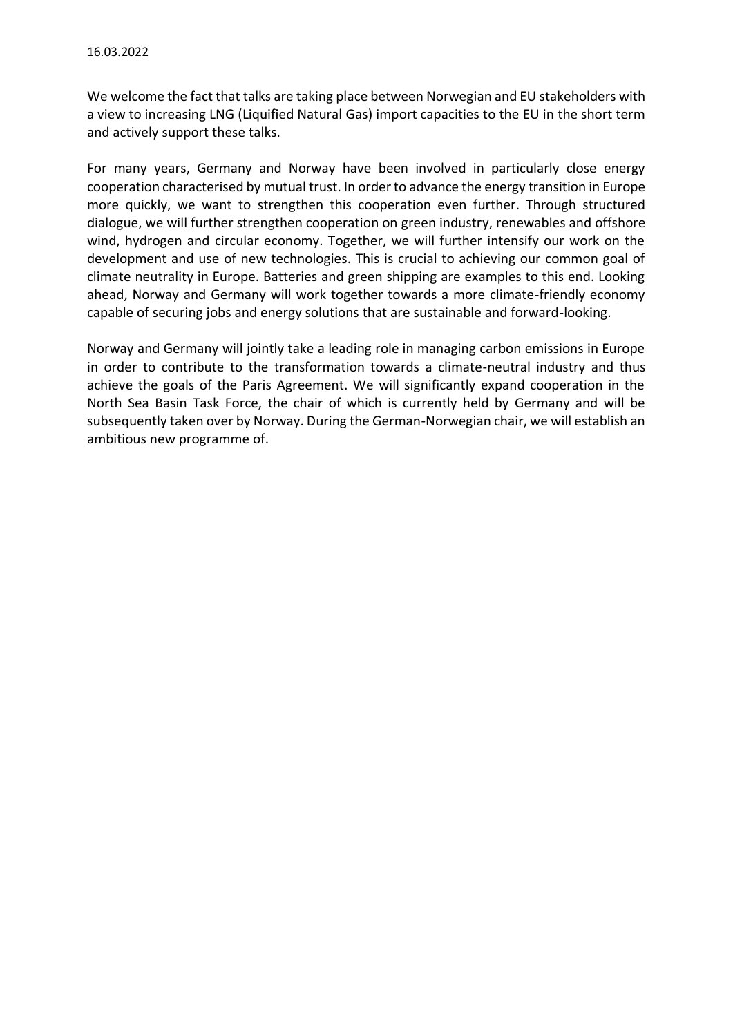16.03.2022

We welcome the fact that talks are taking place between Norwegian and EU stakeholders with a view to increasing LNG (Liquified Natural Gas) import capacities to the EU in the short term and actively support these talks.

For many years, Germany and Norway have been involved in particularly close energy cooperation characterised by mutual trust. In order to advance the energy transition in Europe more quickly, we want to strengthen this cooperation even further. Through structured dialogue, we will further strengthen cooperation on green industry, renewables and offshore wind, hydrogen and circular economy. Together, we will further intensify our work on the development and use of new technologies. This is crucial to achieving our common goal of climate neutrality in Europe. Batteries and green shipping are examples to this end. Looking ahead, Norway and Germany will work together towards a more climate-friendly economy capable of securing jobs and energy solutions that are sustainable and forward-looking.

Norway and Germany will jointly take a leading role in managing carbon emissions in Europe in order to contribute to the transformation towards a climate-neutral industry and thus achieve the goals of the Paris Agreement. We will significantly expand cooperation in the North Sea Basin Task Force, the chair of which is currently held by Germany and will be subsequently taken over by Norway. During the German-Norwegian chair, we will establish an ambitious new programme of.